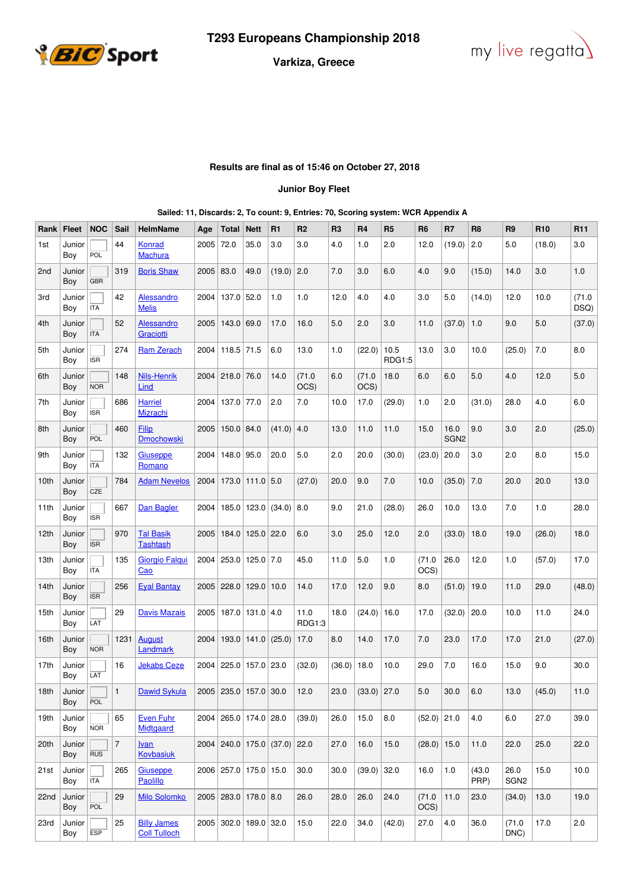# T293 Europeans Championship 2018

## Varkiza, Greece

**Results are final as of 15:46 on October 27, 2018**

**Junior Boy Fleet**

**Sailed: 11, Discards: 2, To count: 9, Entries: 70, Scoring system: WCR Appendix A**

| Rank | Fleet | NOC | Sail | HelmName | Age | Total | Nett | R1 | R2 | R3 | R4 | R5 | R6 | R7 | R8 | R9 | R10 | R11 |
|---|---|---|---|---|---|---|---|---|---|---|---|---|---|---|---|---|---|---|
| 1st | Junior Boy | POL | 44 | Konrad Machura | 2005 | 72.0 | 35.0 | 3.0 | 3.0 | 4.0 | 1.0 | 2.0 | 12.0 | (19.0) | 2.0 | 5.0 | (18.0) | 3.0 |
| 2nd | Junior Boy | GBR | 319 | Boris Shaw | 2005 | 83.0 | 49.0 | (19.0) | 2.0 | 7.0 | 3.0 | 6.0 | 4.0 | 9.0 | (15.0) | 14.0 | 3.0 | 1.0 |
| 3rd | Junior Boy | ITA | 42 | Alessandro Melis | 2004 | 137.0 | 52.0 | 1.0 | 1.0 | 12.0 | 4.0 | 4.0 | 3.0 | 5.0 | (14.0) | 12.0 | 10.0 | (71.0 DSQ) |
| 4th | Junior Boy | ITA | 52 | Alessandro Graciotti | 2005 | 143.0 | 69.0 | 17.0 | 16.0 | 5.0 | 2.0 | 3.0 | 11.0 | (37.0) | 1.0 | 9.0 | 5.0 | (37.0) |
| 5th | Junior Boy | ISR | 274 | Ram Zerach | 2004 | 118.5 | 71.5 | 6.0 | 13.0 | 1.0 | (22.0) | 10.5 RDG1:5 | 13.0 | 3.0 | 10.0 | (25.0) | 7.0 | 8.0 |
| 6th | Junior Boy | NOR | 148 | Nils-Henrik Lind | 2004 | 218.0 | 76.0 | 14.0 | (71.0 OCS) | 6.0 | (71.0 OCS) | 18.0 | 6.0 | 6.0 | 5.0 | 4.0 | 12.0 | 5.0 |
| 7th | Junior Boy | ISR | 686 | Harriel Mizrachi | 2004 | 137.0 | 77.0 | 2.0 | 7.0 | 10.0 | 17.0 | (29.0) | 1.0 | 2.0 | (31.0) | 28.0 | 4.0 | 6.0 |
| 8th | Junior Boy | POL | 460 | Filip Dmochowski | 2005 | 150.0 | 84.0 | (41.0) | 4.0 | 13.0 | 11.0 | 11.0 | 15.0 | 16.0 SGN2 | 9.0 | 3.0 | 2.0 | (25.0) |
| 9th | Junior Boy | ITA | 132 | Giuseppe Romano | 2004 | 148.0 | 95.0 | 20.0 | 5.0 | 2.0 | 20.0 | (30.0) | (23.0) | 20.0 | 3.0 | 2.0 | 8.0 | 15.0 |
| 10th | Junior Boy | CZE | 784 | Adam Nevelos | 2004 | 173.0 | 111.0 | 5.0 | (27.0) | 20.0 | 9.0 | 7.0 | 10.0 | (35.0) | 7.0 | 20.0 | 20.0 | 13.0 |
| 11th | Junior Boy | ISR | 667 | Dan Bagler | 2004 | 185.0 | 123.0 | (34.0) | 8.0 | 9.0 | 21.0 | (28.0) | 26.0 | 10.0 | 13.0 | 7.0 | 1.0 | 28.0 |
| 12th | Junior Boy | ISR | 970 | Tal Basik Tashtash | 2005 | 184.0 | 125.0 | 22.0 | 6.0 | 3.0 | 25.0 | 12.0 | 2.0 | (33.0) | 18.0 | 19.0 | (26.0) | 18.0 |
| 13th | Junior Boy | ITA | 135 | Giorgio Falqui Cao | 2004 | 253.0 | 125.0 | 7.0 | 45.0 | 11.0 | 5.0 | 1.0 | (71.0 OCS) | 26.0 | 12.0 | 1.0 | (57.0) | 17.0 |
| 14th | Junior Boy | ISR | 256 | Eyal Bantay | 2005 | 228.0 | 129.0 | 10.0 | 14.0 | 17.0 | 12.0 | 9.0 | 8.0 | (51.0) | 19.0 | 11.0 | 29.0 | (48.0) |
| 15th | Junior Boy | LAT | 29 | Davis Mazais | 2005 | 187.0 | 131.0 | 4.0 | 11.0 RDG1:3 | 18.0 | (24.0) | 16.0 | 17.0 | (32.0) | 20.0 | 10.0 | 11.0 | 24.0 |
| 16th | Junior Boy | NOR | 1231 | August Landmark | 2004 | 193.0 | 141.0 | (25.0) | 17.0 | 8.0 | 14.0 | 17.0 | 7.0 | 23.0 | 17.0 | 17.0 | 21.0 | (27.0) |
| 17th | Junior Boy | LAT | 16 | Jekabs Ceze | 2004 | 225.0 | 157.0 | 23.0 | (32.0) | (36.0) | 18.0 | 10.0 | 29.0 | 7.0 | 16.0 | 15.0 | 9.0 | 30.0 |
| 18th | Junior Boy | POL | 1 | Dawid Sykula | 2005 | 235.0 | 157.0 | 30.0 | 12.0 | 23.0 | (33.0) | 27.0 | 5.0 | 30.0 | 6.0 | 13.0 | (45.0) | 11.0 |
| 19th | Junior Boy | NOR | 65 | Even Fuhr Midtgaard | 2004 | 265.0 | 174.0 | 28.0 | (39.0) | 26.0 | 15.0 | 8.0 | (52.0) | 21.0 | 4.0 | 6.0 | 27.0 | 39.0 |
| 20th | Junior Boy | RUS | 7 | Ivan Kovbasiuk | 2004 | 240.0 | 175.0 | (37.0) | 22.0 | 27.0 | 16.0 | 15.0 | (28.0) | 15.0 | 11.0 | 22.0 | 25.0 | 22.0 |
| 21st | Junior Boy | ITA | 265 | Giuseppe Paolillo | 2006 | 257.0 | 175.0 | 15.0 | 30.0 | 30.0 | (39.0) | 32.0 | 16.0 | 1.0 | (43.0 PRP) | 26.0 SGN2 | 15.0 | 10.0 |
| 22nd | Junior Boy | POL | 29 | Milo Solomko | 2005 | 283.0 | 178.0 | 8.0 | 26.0 | 28.0 | 26.0 | 24.0 | (71.0 OCS) | 11.0 | 23.0 | (34.0) | 13.0 | 19.0 |
| 23rd | Junior Boy | ESP | 25 | Billy James Coll Tulloch | 2005 | 302.0 | 189.0 | 32.0 | 15.0 | 22.0 | 34.0 | (42.0) | 27.0 | 4.0 | 36.0 | (71.0 DNC) | 17.0 | 2.0 |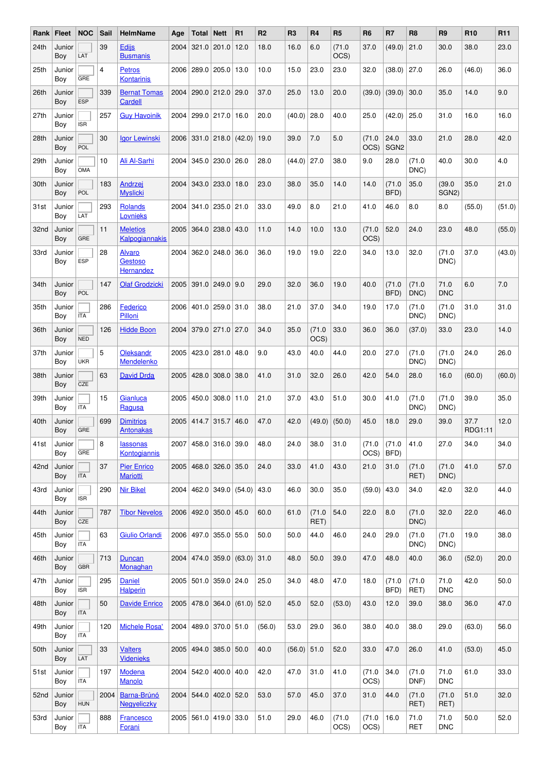| Rank | Fleet | NOC | Sail | HelmName | Age | Total | Nett | R1 | R2 | R3 | R4 | R5 | R6 | R7 | R8 | R9 | R10 | R11 |
|---|---|---|---|---|---|---|---|---|---|---|---|---|---|---|---|---|---|---|
| 24th | Junior Boy | LAT | 39 | Edijs Busmanis | 2004 | 321.0 | 201.0 | 12.0 | 18.0 | 16.0 | 6.0 | (71.0 OCS) | 37.0 | (49.0) | 21.0 | 30.0 | 38.0 | 23.0 |
| 25th | Junior Boy | GRE | 4 | Petros Kontarinis | 2006 | 289.0 | 205.0 | 13.0 | 10.0 | 15.0 | 23.0 | 23.0 | 32.0 | (38.0) | 27.0 | 26.0 | (46.0) | 36.0 |
| 26th | Junior Boy | ESP | 339 | Bernat Tomas Cardell | 2004 | 290.0 | 212.0 | 29.0 | 37.0 | 25.0 | 13.0 | 20.0 | (39.0) | (39.0) | 30.0 | 35.0 | 14.0 | 9.0 |
| 27th | Junior Boy | ISR | 257 | Guy Havoinik | 2004 | 299.0 | 217.0 | 16.0 | 20.0 | (40.0) | 28.0 | 40.0 | 25.0 | (42.0) | 25.0 | 31.0 | 16.0 | 16.0 |
| 28th | Junior Boy | POL | 30 | Igor Lewinski | 2006 | 331.0 | 218.0 | (42.0) | 19.0 | 39.0 | 7.0 | 5.0 | (71.0 OCS) | 24.0 SGN2 | 33.0 | 21.0 | 28.0 | 42.0 |
| 29th | Junior Boy | OMA | 10 | Ali Al-Sarhi | 2004 | 345.0 | 230.0 | 26.0 | 28.0 | (44.0) | 27.0 | 38.0 | 9.0 | 28.0 | (71.0 DNC) | 40.0 | 30.0 | 4.0 |
| 30th | Junior Boy | POL | 183 | Andrzej Myslicki | 2004 | 343.0 | 233.0 | 18.0 | 23.0 | 38.0 | 35.0 | 14.0 | 14.0 | (71.0 BFD) | 35.0 | (39.0 SGN2) | 35.0 | 21.0 |
| 31st | Junior Boy | LAT | 293 | Rolands Lovnieks | 2004 | 341.0 | 235.0 | 21.0 | 33.0 | 49.0 | 8.0 | 21.0 | 41.0 | 46.0 | 8.0 | 8.0 | (55.0) | (51.0) |
| 32nd | Junior Boy | GRE | 11 | Meletios Kalpogiannakis | 2005 | 364.0 | 238.0 | 43.0 | 11.0 | 14.0 | 10.0 | 13.0 | (71.0 OCS) | 52.0 | 24.0 | 23.0 | 48.0 | (55.0) |
| 33rd | Junior Boy | ESP | 28 | Alvaro Gestoso Hernandez | 2004 | 362.0 | 248.0 | 36.0 | 36.0 | 19.0 | 19.0 | 22.0 | 34.0 | 13.0 | 32.0 | (71.0 DNC) | 37.0 | (43.0) |
| 34th | Junior Boy | POL | 147 | Olaf Grodzicki | 2005 | 391.0 | 249.0 | 9.0 | 29.0 | 32.0 | 36.0 | 19.0 | 40.0 | (71.0 BFD) | (71.0 DNC) | 71.0 DNC | 6.0 | 7.0 |
| 35th | Junior Boy | ITA | 286 | Federico Pilloni | 2006 | 401.0 | 259.0 | 31.0 | 38.0 | 21.0 | 37.0 | 34.0 | 19.0 | 17.0 | (71.0 DNC) | (71.0 DNC) | 31.0 | 31.0 |
| 36th | Junior Boy | NED | 126 | Hidde Boon | 2004 | 379.0 | 271.0 | 27.0 | 34.0 | 35.0 | (71.0 OCS) | 33.0 | 36.0 | 36.0 | (37.0) | 33.0 | 23.0 | 14.0 |
| 37th | Junior Boy | UKR | 5 | Oleksandr Mendelenko | 2005 | 423.0 | 281.0 | 48.0 | 9.0 | 43.0 | 40.0 | 44.0 | 20.0 | 27.0 | (71.0 DNC) | (71.0 DNC) | 24.0 | 26.0 |
| 38th | Junior Boy | CZE | 63 | David Drda | 2005 | 428.0 | 308.0 | 38.0 | 41.0 | 31.0 | 32.0 | 26.0 | 42.0 | 54.0 | 28.0 | 16.0 | (60.0) | (60.0) |
| 39th | Junior Boy | ITA | 15 | Gianluca Ragusa | 2005 | 450.0 | 308.0 | 11.0 | 21.0 | 37.0 | 43.0 | 51.0 | 30.0 | 41.0 | (71.0 DNC) | (71.0 DNC) | 39.0 | 35.0 |
| 40th | Junior Boy | GRE | 699 | Dimitrios Antonakas | 2005 | 414.7 | 315.7 | 46.0 | 47.0 | 42.0 | (49.0) | (50.0) | 45.0 | 18.0 | 29.0 | 39.0 | 37.7 RDG1:11 | 12.0 |
| 41st | Junior Boy | GRE | 8 | Iassonas Kontogiannis | 2007 | 458.0 | 316.0 | 39.0 | 48.0 | 24.0 | 38.0 | 31.0 | (71.0 OCS) | (71.0 BFD) | 41.0 | 27.0 | 34.0 | 34.0 |
| 42nd | Junior Boy | ITA | 37 | Pier Enrico Mariotti | 2005 | 468.0 | 326.0 | 35.0 | 24.0 | 33.0 | 41.0 | 43.0 | 21.0 | 31.0 | (71.0 RET) | (71.0 DNC) | 41.0 | 57.0 |
| 43rd | Junior Boy | ISR | 290 | Nir Bikel | 2004 | 462.0 | 349.0 | (54.0) | 43.0 | 46.0 | 30.0 | 35.0 | (59.0) | 43.0 | 34.0 | 42.0 | 32.0 | 44.0 |
| 44th | Junior Boy | CZE | 787 | Tibor Nevelos | 2006 | 492.0 | 350.0 | 45.0 | 60.0 | 61.0 | (71.0 RET) | 54.0 | 22.0 | 8.0 | (71.0 DNC) | 32.0 | 22.0 | 46.0 |
| 45th | Junior Boy | ITA | 63 | Giulio Orlandi | 2006 | 497.0 | 355.0 | 55.0 | 50.0 | 50.0 | 44.0 | 46.0 | 24.0 | 29.0 | (71.0 DNC) | (71.0 DNC) | 19.0 | 38.0 |
| 46th | Junior Boy | GBR | 713 | Duncan Monaghan | 2004 | 474.0 | 359.0 | (63.0) | 31.0 | 48.0 | 50.0 | 39.0 | 47.0 | 48.0 | 40.0 | 36.0 | (52.0) | 20.0 |
| 47th | Junior Boy | ISR | 295 | Daniel Halperin | 2005 | 501.0 | 359.0 | 24.0 | 25.0 | 34.0 | 48.0 | 47.0 | 18.0 | (71.0 BFD) | (71.0 RET) | 71.0 DNC | 42.0 | 50.0 |
| 48th | Junior Boy | ITA | 50 | Davide Enrico | 2005 | 478.0 | 364.0 | (61.0) | 52.0 | 45.0 | 52.0 | (53.0) | 43.0 | 12.0 | 39.0 | 38.0 | 36.0 | 47.0 |
| 49th | Junior Boy | ITA | 120 | Michele Rosa' | 2004 | 489.0 | 370.0 | 51.0 | (56.0) | 53.0 | 29.0 | 36.0 | 38.0 | 40.0 | 38.0 | 29.0 | (63.0) | 56.0 |
| 50th | Junior Boy | LAT | 33 | Valters Videnieks | 2005 | 494.0 | 385.0 | 50.0 | 40.0 | (56.0) | 51.0 | 52.0 | 33.0 | 47.0 | 26.0 | 41.0 | (53.0) | 45.0 |
| 51st | Junior Boy | ITA | 197 | Modena Manolo | 2004 | 542.0 | 400.0 | 40.0 | 42.0 | 47.0 | 31.0 | 41.0 | (71.0 OCS) | 34.0 | (71.0 DNF) | 71.0 DNC | 61.0 | 33.0 |
| 52nd | Junior Boy | HUN | 2004 | Barna-Brúnó Negyeliczky | 2004 | 544.0 | 402.0 | 52.0 | 53.0 | 57.0 | 45.0 | 37.0 | 31.0 | 44.0 | (71.0 RET) | (71.0 RET) | 51.0 | 32.0 |
| 53rd | Junior Boy | ITA | 888 | Francesco Forani | 2005 | 561.0 | 419.0 | 33.0 | 51.0 | 29.0 | 46.0 | (71.0 OCS) | (71.0 OCS) | 16.0 | 71.0 RET | 71.0 DNC | 50.0 | 52.0 |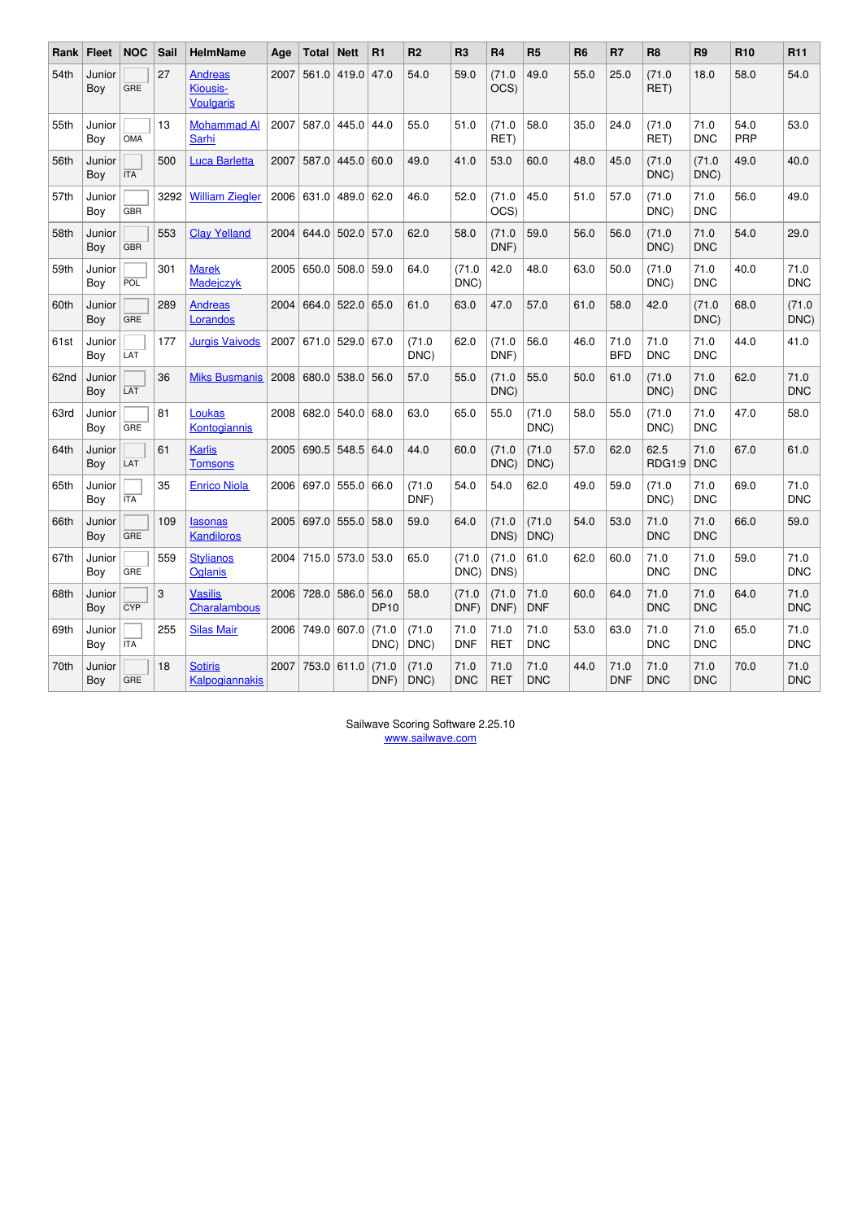| Rank | Fleet | NOC | Sail | HelmName | Age | Total | Nett | R1 | R2 | R3 | R4 | R5 | R6 | R7 | R8 | R9 | R10 | R11 |
|---|---|---|---|---|---|---|---|---|---|---|---|---|---|---|---|---|---|---|
| 54th | Junior Boy | GRE | 27 | Andreas Kiousis-Voulgaris | 2007 | 561.0 | 419.0 | 47.0 | 54.0 | 59.0 | (71.0 OCS) | 49.0 | 55.0 | 25.0 | (71.0 RET) | 18.0 | 58.0 | 54.0 |
| 55th | Junior Boy | OMA | 13 | Mohammad Al Sarhi | 2007 | 587.0 | 445.0 | 44.0 | 55.0 | 51.0 | (71.0 RET) | 58.0 | 35.0 | 24.0 | (71.0 RET) | 71.0 DNC | 54.0 PRP | 53.0 |
| 56th | Junior Boy | ITA | 500 | Luca Barletta | 2007 | 587.0 | 445.0 | 60.0 | 49.0 | 41.0 | 53.0 | 60.0 | 48.0 | 45.0 | (71.0 DNC) | (71.0 DNC) | 49.0 | 40.0 |
| 57th | Junior Boy | GBR | 3292 | William Ziegler | 2006 | 631.0 | 489.0 | 62.0 | 46.0 | 52.0 | (71.0 OCS) | 45.0 | 51.0 | 57.0 | (71.0 DNC) | 71.0 DNC | 56.0 | 49.0 |
| 58th | Junior Boy | GBR | 553 | Clay Yelland | 2004 | 644.0 | 502.0 | 57.0 | 62.0 | 58.0 | (71.0 DNF) | 59.0 | 56.0 | 56.0 | (71.0 DNC) | 71.0 DNC | 54.0 | 29.0 |
| 59th | Junior Boy | POL | 301 | Marek Madejczyk | 2005 | 650.0 | 508.0 | 59.0 | 64.0 | (71.0 DNC) | 42.0 | 48.0 | 63.0 | 50.0 | (71.0 DNC) | 71.0 DNC | 40.0 | 71.0 DNC |
| 60th | Junior Boy | GRE | 289 | Andreas Lorandos | 2004 | 664.0 | 522.0 | 65.0 | 61.0 | 63.0 | 47.0 | 57.0 | 61.0 | 58.0 | 42.0 | (71.0 DNC) | 68.0 | (71.0 DNC) |
| 61st | Junior Boy | LAT | 177 | Jurgis Vaivods | 2007 | 671.0 | 529.0 | 67.0 | (71.0 DNC) | 62.0 | (71.0 DNF) | 56.0 | 46.0 | 71.0 BFD | 71.0 DNC | 71.0 DNC | 44.0 | 41.0 |
| 62nd | Junior Boy | LAT | 36 | Miks Busmanis | 2008 | 680.0 | 538.0 | 56.0 | 57.0 | 55.0 | (71.0 DNC) | 55.0 | 50.0 | 61.0 | (71.0 DNC) | 71.0 DNC | 62.0 | 71.0 DNC |
| 63rd | Junior Boy | GRE | 81 | Loukas Kontogiannis | 2008 | 682.0 | 540.0 | 68.0 | 63.0 | 65.0 | 55.0 | (71.0 DNC) | 58.0 | 55.0 | (71.0 DNC) | 71.0 DNC | 47.0 | 58.0 |
| 64th | Junior Boy | LAT | 61 | Karlis Tomsons | 2005 | 690.5 | 548.5 | 64.0 | 44.0 | 60.0 | (71.0 DNC) | (71.0 DNC) | 57.0 | 62.0 | 62.5 RDG1:9 | 71.0 DNC | 67.0 | 61.0 |
| 65th | Junior Boy | ITA | 35 | Enrico Niola | 2006 | 697.0 | 555.0 | 66.0 | (71.0 DNF) | 54.0 | 54.0 | 62.0 | 49.0 | 59.0 | (71.0 DNC) | 71.0 DNC | 69.0 | 71.0 DNC |
| 66th | Junior Boy | GRE | 109 | Iasonas Kandiloros | 2005 | 697.0 | 555.0 | 58.0 | 59.0 | 64.0 | (71.0 DNS) | (71.0 DNC) | 54.0 | 53.0 | 71.0 DNC | 71.0 DNC | 66.0 | 59.0 |
| 67th | Junior Boy | GRE | 559 | Stylianos Oglanis | 2004 | 715.0 | 573.0 | 53.0 | 65.0 | (71.0 DNC) | (71.0 DNS) | 61.0 | 62.0 | 60.0 | 71.0 DNC | 71.0 DNC | 59.0 | 71.0 DNC |
| 68th | Junior Boy | CYP | 3 | Vasilis Charalambous | 2006 | 728.0 | 586.0 | 56.0 DP10 | 58.0 | (71.0 DNF) | (71.0 DNF) | 71.0 DNF | 60.0 | 64.0 | 71.0 DNC | 71.0 DNC | 64.0 | 71.0 DNC |
| 69th | Junior Boy | ITA | 255 | Silas Mair | 2006 | 749.0 | 607.0 | (71.0 DNC) | (71.0 DNC) | 71.0 DNF | 71.0 RET | 71.0 DNC | 53.0 | 63.0 | 71.0 DNC | 71.0 DNC | 65.0 | 71.0 DNC |
| 70th | Junior Boy | GRE | 18 | Sotiris Kalpogiannakis | 2007 | 753.0 | 611.0 | (71.0 DNF) | (71.0 DNC) | 71.0 DNC | 71.0 RET | 71.0 DNC | 44.0 | 71.0 DNF | 71.0 DNC | 71.0 DNC | 70.0 | 71.0 DNC |

Sailwave Scoring Software 2.25.10
www.sailwave.com